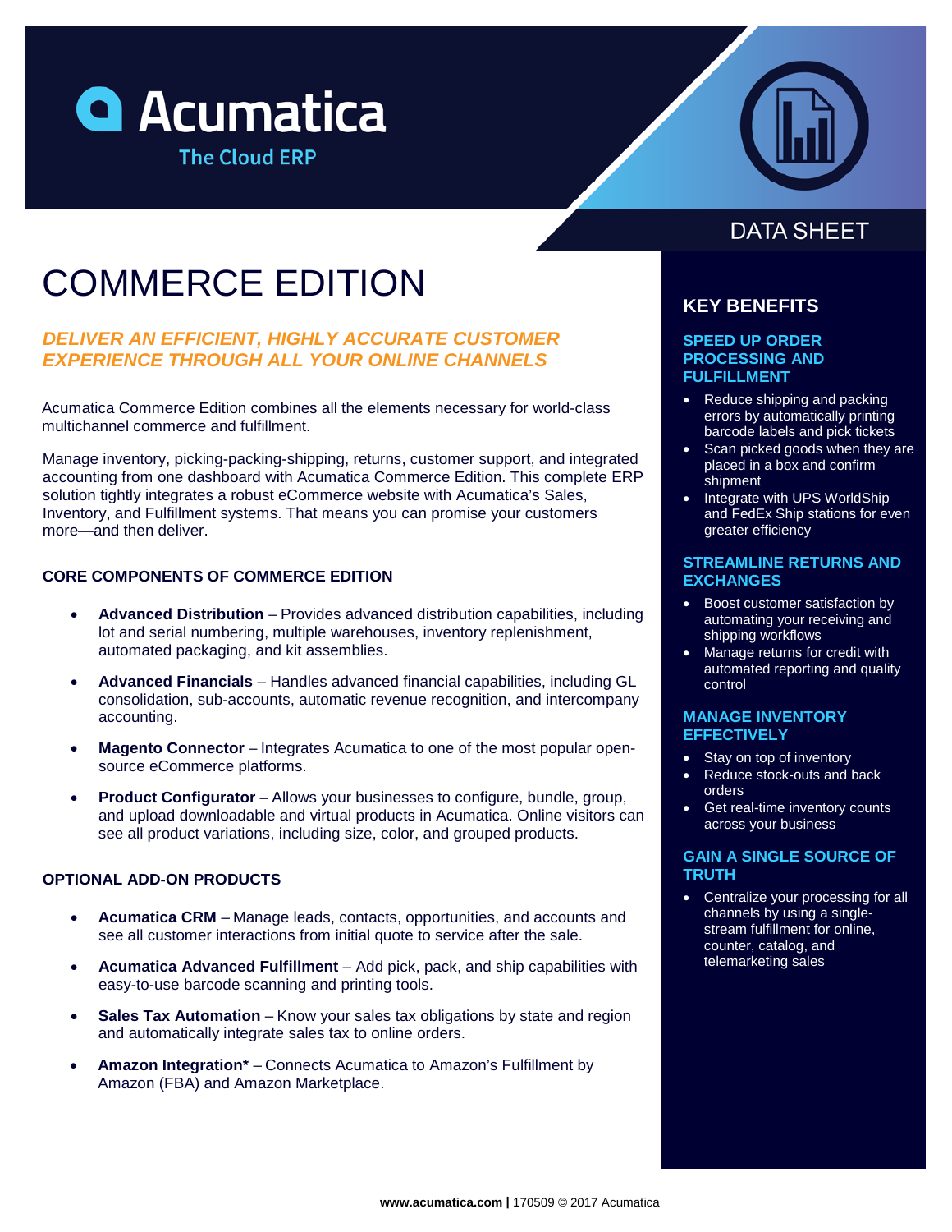Acumatica

The Cloud ERP

DATA SHEET

# COMMERCE EDITION

## *DELIVER AN EFFICIENT, HIGHLY ACCURATE CUSTOMER EXPERIENCE THROUGH ALL YOUR ONLINE CHANNELS*

Acumatica Commerce Edition combines all the elements necessary for world-class multichannel commerce and fulfillment.

Manage inventory, picking-packing-shipping, returns, customer support, and integrated accounting from one dashboard with Acumatica Commerce Edition. This complete ERP solution tightly integrates a robust eCommerce website with Acumatica's Sales, Inventory, and Fulfillment systems. That means you can promise your customers more—and then deliver.

### CORE COMPONENTS OF COMMERCE EDITION

- **Advanced Distribution** – Provides advanced distribution capabilities, including lot and serial numbering, multiple warehouses, inventory replenishment, automated packaging, and kit assemblies.
- **Advanced Financials** – Handles advanced financial capabilities, including GL consolidation, sub-accounts, automatic revenue recognition, and intercompany accounting.
- **Magento Connector** – Integrates Acumatica to one of the most popular open-source eCommerce platforms.
- **Product Configurator** – Allows your businesses to configure, bundle, group, and upload downloadable and virtual products in Acumatica. Online visitors can see all product variations, including size, color, and grouped products.

### OPTIONAL ADD-ON PRODUCTS

- **Acumatica CRM** – Manage leads, contacts, opportunities, and accounts and see all customer interactions from initial quote to service after the sale.
- **Acumatica Advanced Fulfillment** – Add pick, pack, and ship capabilities with easy-to-use barcode scanning and printing tools.
- **Sales Tax Automation** – Know your sales tax obligations by state and region and automatically integrate sales tax to online orders.
- **Amazon Integration*** – Connects Acumatica to Amazon's Fulfillment by Amazon (FBA) and Amazon Marketplace.

## KEY BENEFITS

### SPEED UP ORDER PROCESSING AND FULFILLMENT

- Reduce shipping and packing errors by automatically printing barcode labels and pick tickets
- Scan picked goods when they are placed in a box and confirm shipment
- Integrate with UPS WorldShip and FedEx Ship stations for even greater efficiency

### STREAMLINE RETURNS AND EXCHANGES

- Boost customer satisfaction by automating your receiving and shipping workflows
- Manage returns for credit with automated reporting and quality control

### MANAGE INVENTORY EFFECTIVELY

- Stay on top of inventory
- Reduce stock-outs and back orders
- Get real-time inventory counts across your business

### GAIN A SINGLE SOURCE OF TRUTH

- Centralize your processing for all channels by using a single-stream fulfillment for online, counter, catalog, and telemarketing sales

**www.acumatica.com |** 170509 © 2017 Acumatica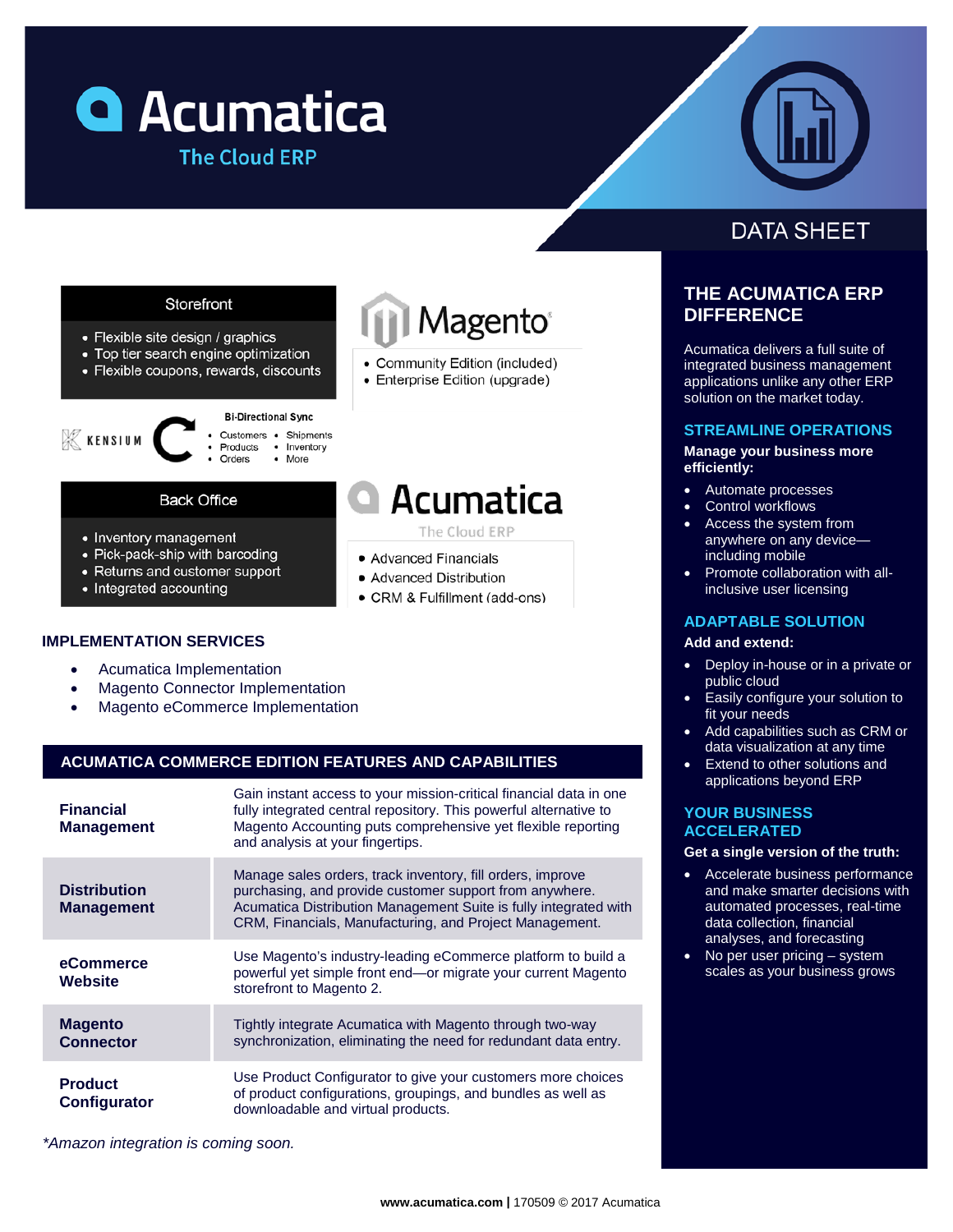# Acumatica

The Cloud ERP

DATA SHEET

Storefront

- Flexible site design / graphics
- Top tier search engine optimization
- Flexible coupons, rewards, discounts

Magento

- Community Edition (included)
- Enterprise Edition (upgrade)

KENSIUM

Bi-Directional Sync

- Customers
- Products
- Orders
- Shipments
- Inventory
- More

Back Office

- Inventory management
- Pick-pack-ship with barcoding
- Returns and customer support
- Integrated accounting

Acumatica

The Cloud ERP

- Advanced Financials
- Advanced Distribution
- CRM & Fulfillment (add-ons)

## IMPLEMENTATION SERVICES

- Acumatica Implementation
- Magento Connector Implementation
- Magento eCommerce Implementation

## ACUMATICA COMMERCE EDITION FEATURES AND CAPABILITIES

| | |
|---|---|
| **Financial Management** | Gain instant access to your mission-critical financial data in one fully integrated central repository. This powerful alternative to Magento Accounting puts comprehensive yet flexible reporting and analysis at your fingertips. |
| **Distribution Management** | Manage sales orders, track inventory, fill orders, improve purchasing, and provide customer support from anywhere. Acumatica Distribution Management Suite is fully integrated with CRM, Financials, Manufacturing, and Project Management. |
| **eCommerce Website** | Use Magento's industry-leading eCommerce platform to build a powerful yet simple front end—or migrate your current Magento storefront to Magento 2. |
| **Magento Connector** | Tightly integrate Acumatica with Magento through two-way synchronization, eliminating the need for redundant data entry. |
| **Product Configurator** | Use Product Configurator to give your customers more choices of product configurations, groupings, and bundles as well as downloadable and virtual products. |

*\*Amazon integration is coming soon.*

## THE ACUMATICA ERP DIFFERENCE

Acumatica delivers a full suite of integrated business management applications unlike any other ERP solution on the market today.

### STREAMLINE OPERATIONS

**Manage your business more efficiently:**

- Automate processes
- Control workflows
- Access the system from anywhere on any device—including mobile
- Promote collaboration with all-inclusive user licensing

### ADAPTABLE SOLUTION

**Add and extend:**

- Deploy in-house or in a private or public cloud
- Easily configure your solution to fit your needs
- Add capabilities such as CRM or data visualization at any time
- Extend to other solutions and applications beyond ERP

### YOUR BUSINESS ACCELERATED

**Get a single version of the truth:**

- Accelerate business performance and make smarter decisions with automated processes, real-time data collection, financial analyses, and forecasting
- No per user pricing – system scales as your business grows

**www.acumatica.com |** 170509 © 2017 Acumatica